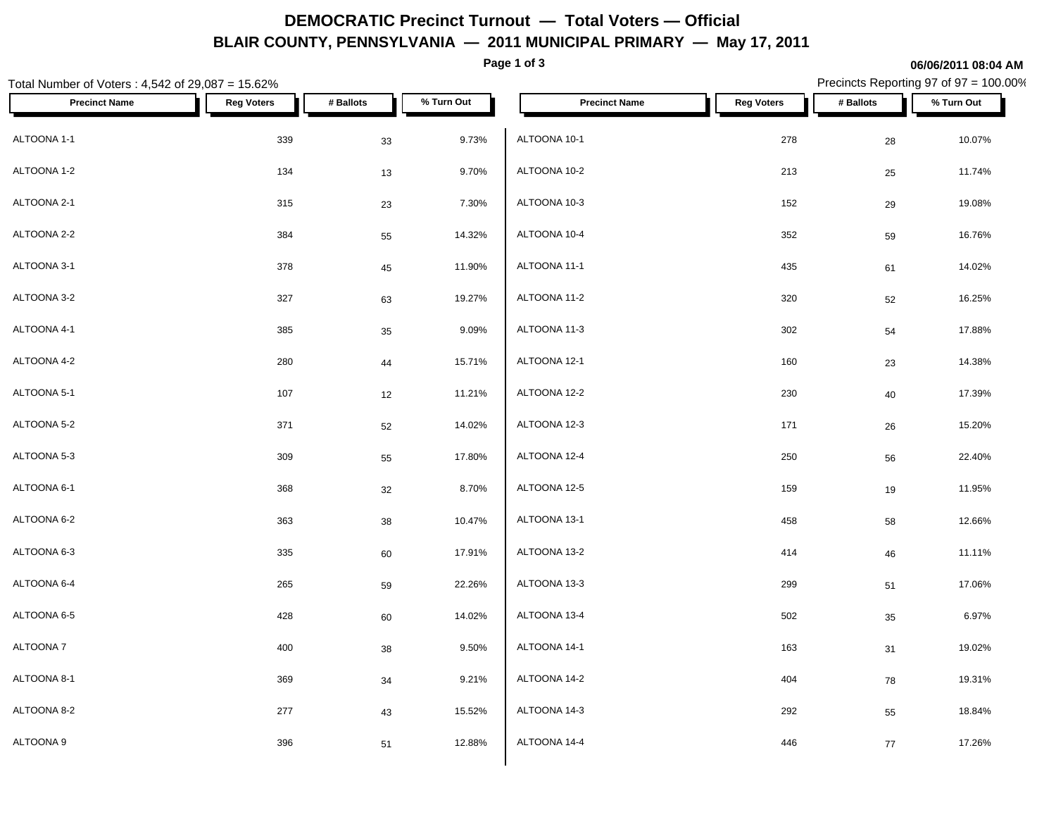# DEMOCRATIC Precinct Turnout — Total Voters — Official

## BLAIR COUNTY, PENNSYLVANIA — 2011 MUNICIPAL PRIMARY — May 17, 2011

06/06/2011 08:04 AM

Total Number of Voters : 4,542 of 29,087 = 15.62%

Precincts Reporting 97 of 97 = 100.00%

| Precinct Name | Reg Voters | # Ballots | % Turn Out |
|---|---|---|---|
| ALTOONA 1-1 | 339 | 33 | 9.73% |
| ALTOONA 1-2 | 134 | 13 | 9.70% |
| ALTOONA 2-1 | 315 | 23 | 7.30% |
| ALTOONA 2-2 | 384 | 55 | 14.32% |
| ALTOONA 3-1 | 378 | 45 | 11.90% |
| ALTOONA 3-2 | 327 | 63 | 19.27% |
| ALTOONA 4-1 | 385 | 35 | 9.09% |
| ALTOONA 4-2 | 280 | 44 | 15.71% |
| ALTOONA 5-1 | 107 | 12 | 11.21% |
| ALTOONA 5-2 | 371 | 52 | 14.02% |
| ALTOONA 5-3 | 309 | 55 | 17.80% |
| ALTOONA 6-1 | 368 | 32 | 8.70% |
| ALTOONA 6-2 | 363 | 38 | 10.47% |
| ALTOONA 6-3 | 335 | 60 | 17.91% |
| ALTOONA 6-4 | 265 | 59 | 22.26% |
| ALTOONA 6-5 | 428 | 60 | 14.02% |
| ALTOONA 7 | 400 | 38 | 9.50% |
| ALTOONA 8-1 | 369 | 34 | 9.21% |
| ALTOONA 8-2 | 277 | 43 | 15.52% |
| ALTOONA 9 | 396 | 51 | 12.88% |
| ALTOONA 10-1 | 278 | 28 | 10.07% |
| ALTOONA 10-2 | 213 | 25 | 11.74% |
| ALTOONA 10-3 | 152 | 29 | 19.08% |
| ALTOONA 10-4 | 352 | 59 | 16.76% |
| ALTOONA 11-1 | 435 | 61 | 14.02% |
| ALTOONA 11-2 | 320 | 52 | 16.25% |
| ALTOONA 11-3 | 302 | 54 | 17.88% |
| ALTOONA 12-1 | 160 | 23 | 14.38% |
| ALTOONA 12-2 | 230 | 40 | 17.39% |
| ALTOONA 12-3 | 171 | 26 | 15.20% |
| ALTOONA 12-4 | 250 | 56 | 22.40% |
| ALTOONA 12-5 | 159 | 19 | 11.95% |
| ALTOONA 13-1 | 458 | 58 | 12.66% |
| ALTOONA 13-2 | 414 | 46 | 11.11% |
| ALTOONA 13-3 | 299 | 51 | 17.06% |
| ALTOONA 13-4 | 502 | 35 | 6.97% |
| ALTOONA 14-1 | 163 | 31 | 19.02% |
| ALTOONA 14-2 | 404 | 78 | 19.31% |
| ALTOONA 14-3 | 292 | 55 | 18.84% |
| ALTOONA 14-4 | 446 | 77 | 17.26% |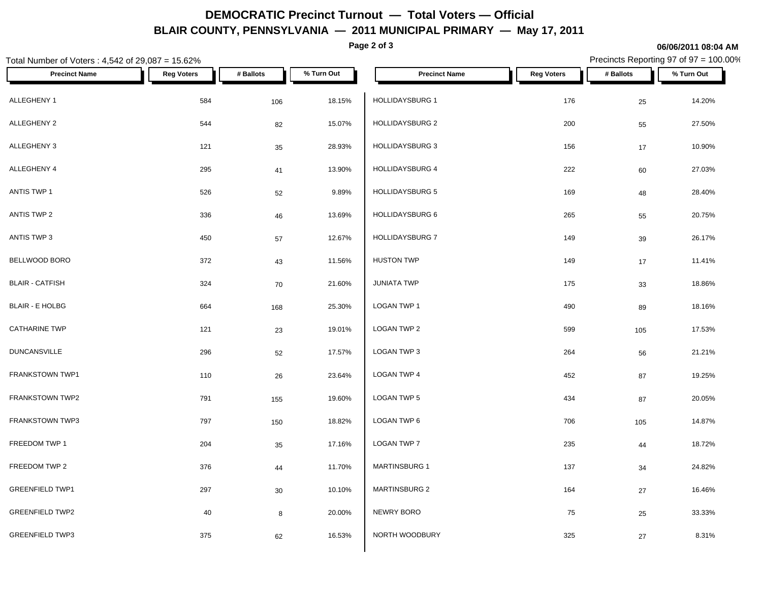# DEMOCRATIC Precinct Turnout — Total Voters — Official

## BLAIR COUNTY, PENNSYLVANIA — 2011 MUNICIPAL PRIMARY — May 17, 2011

06/06/2011 08:04 AM

Total Number of Voters : 4,542 of 29,087 = 15.62%

Precincts Reporting 97 of 97 = 100.00%

| Precinct Name | Reg Voters | # Ballots | % Turn Out |
|---|---|---|---|
| ALLEGHENY 1 | 584 | 106 | 18.15% |
| ALLEGHENY 2 | 544 | 82 | 15.07% |
| ALLEGHENY 3 | 121 | 35 | 28.93% |
| ALLEGHENY 4 | 295 | 41 | 13.90% |
| ANTIS TWP 1 | 526 | 52 | 9.89% |
| ANTIS TWP 2 | 336 | 46 | 13.69% |
| ANTIS TWP 3 | 450 | 57 | 12.67% |
| BELLWOOD BORO | 372 | 43 | 11.56% |
| BLAIR - CATFISH | 324 | 70 | 21.60% |
| BLAIR - E HOLBG | 664 | 168 | 25.30% |
| CATHARINE TWP | 121 | 23 | 19.01% |
| DUNCANSVILLE | 296 | 52 | 17.57% |
| FRANKSTOWN TWP1 | 110 | 26 | 23.64% |
| FRANKSTOWN TWP2 | 791 | 155 | 19.60% |
| FRANKSTOWN TWP3 | 797 | 150 | 18.82% |
| FREEDOM TWP 1 | 204 | 35 | 17.16% |
| FREEDOM TWP 2 | 376 | 44 | 11.70% |
| GREENFIELD TWP1 | 297 | 30 | 10.10% |
| GREENFIELD TWP2 | 40 | 8 | 20.00% |
| GREENFIELD TWP3 | 375 | 62 | 16.53% |
| HOLLIDAYSBURG 1 | 176 | 25 | 14.20% |
| HOLLIDAYSBURG 2 | 200 | 55 | 27.50% |
| HOLLIDAYSBURG 3 | 156 | 17 | 10.90% |
| HOLLIDAYSBURG 4 | 222 | 60 | 27.03% |
| HOLLIDAYSBURG 5 | 169 | 48 | 28.40% |
| HOLLIDAYSBURG 6 | 265 | 55 | 20.75% |
| HOLLIDAYSBURG 7 | 149 | 39 | 26.17% |
| HUSTON TWP | 149 | 17 | 11.41% |
| JUNIATA TWP | 175 | 33 | 18.86% |
| LOGAN TWP 1 | 490 | 89 | 18.16% |
| LOGAN TWP 2 | 599 | 105 | 17.53% |
| LOGAN TWP 3 | 264 | 56 | 21.21% |
| LOGAN TWP 4 | 452 | 87 | 19.25% |
| LOGAN TWP 5 | 434 | 87 | 20.05% |
| LOGAN TWP 6 | 706 | 105 | 14.87% |
| LOGAN TWP 7 | 235 | 44 | 18.72% |
| MARTINSBURG 1 | 137 | 34 | 24.82% |
| MARTINSBURG 2 | 164 | 27 | 16.46% |
| NEWRY BORO | 75 | 25 | 33.33% |
| NORTH WOODBURY | 325 | 27 | 8.31% |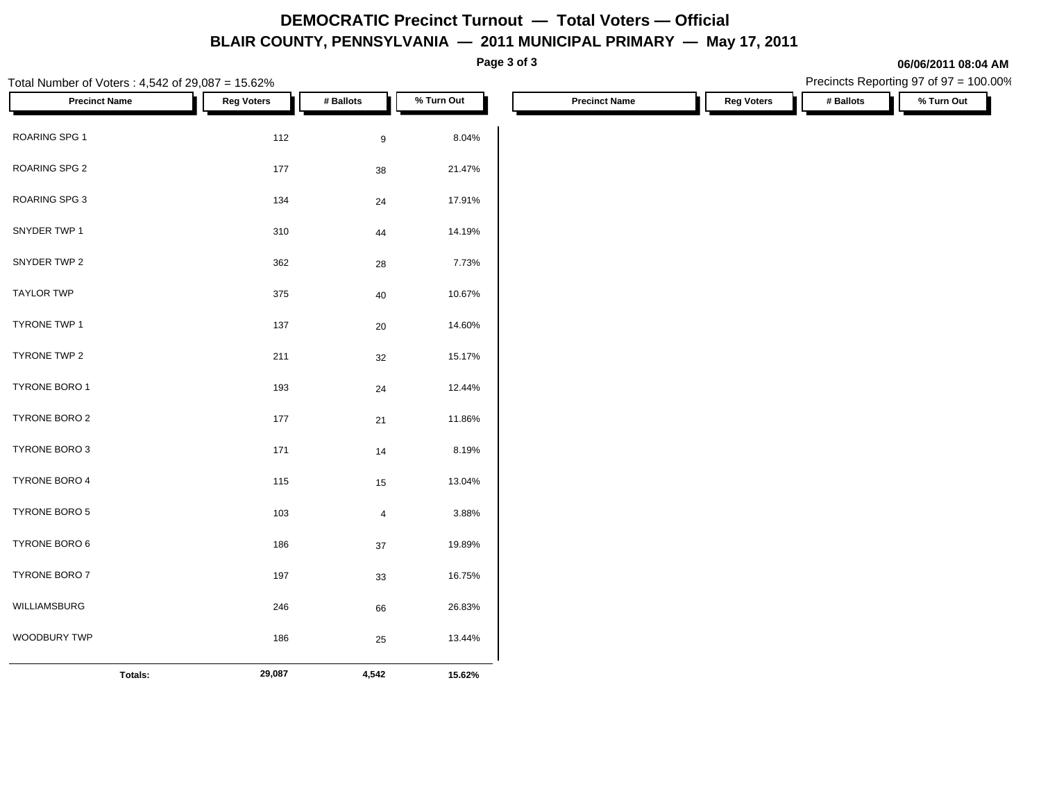# DEMOCRATIC Precinct Turnout — Total Voters — Official

## BLAIR COUNTY, PENNSYLVANIA — 2011 MUNICIPAL PRIMARY — May 17, 2011

06/06/2011 08:04 AM

Total Number of Voters : 4,542 of 29,087 = 15.62%

Precincts Reporting 97 of 97 = 100.00%

| Precinct Name | Reg Voters | # Ballots | % Turn Out |
|---|---|---|---|
| ROARING SPG 1 | 112 | 9 | 8.04% |
| ROARING SPG 2 | 177 | 38 | 21.47% |
| ROARING SPG 3 | 134 | 24 | 17.91% |
| SNYDER TWP 1 | 310 | 44 | 14.19% |
| SNYDER TWP 2 | 362 | 28 | 7.73% |
| TAYLOR TWP | 375 | 40 | 10.67% |
| TYRONE TWP 1 | 137 | 20 | 14.60% |
| TYRONE TWP 2 | 211 | 32 | 15.17% |
| TYRONE BORO 1 | 193 | 24 | 12.44% |
| TYRONE BORO 2 | 177 | 21 | 11.86% |
| TYRONE BORO 3 | 171 | 14 | 8.19% |
| TYRONE BORO 4 | 115 | 15 | 13.04% |
| TYRONE BORO 5 | 103 | 4 | 3.88% |
| TYRONE BORO 6 | 186 | 37 | 19.89% |
| TYRONE BORO 7 | 197 | 33 | 16.75% |
| WILLIAMSBURG | 246 | 66 | 26.83% |
| WOODBURY TWP | 186 | 25 | 13.44% |
| **Totals:** | **29,087** | **4,542** | **15.62%** |